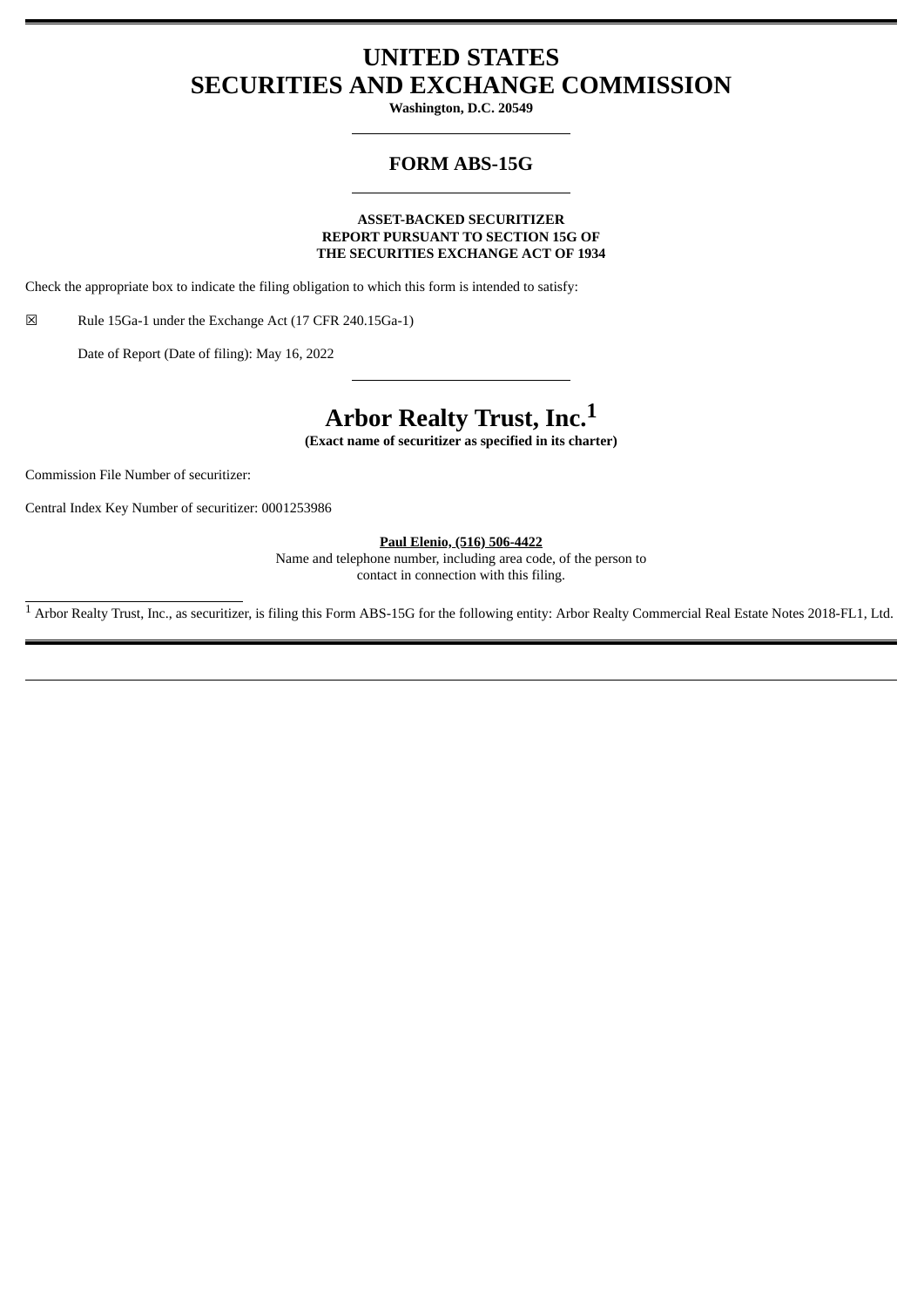# UNITED STATES
# SECURITIES AND EXCHANGE COMMISSION

**Washington, D.C. 20549**

## FORM ABS-15G

**ASSET-BACKED SECURITIZER**
**REPORT PURSUANT TO SECTION 15G OF**
**THE SECURITIES EXCHANGE ACT OF 1934**

Check the appropriate box to indicate the filing obligation to which this form is intended to satisfy:

☒ Rule 15Ga-1 under the Exchange Act (17 CFR 240.15Ga-1)

Date of Report (Date of filing): May 16, 2022

# Arbor Realty Trust, Inc.[1]

**(Exact name of securitizer as specified in its charter)**

Commission File Number of securitizer:

Central Index Key Number of securitizer: 0001253986

**Paul Elenio, (516) 506-4422**
Name and telephone number, including area code, of the person to contact in connection with this filing.

[1] Arbor Realty Trust, Inc., as securitizer, is filing this Form ABS-15G for the following entity: Arbor Realty Commercial Real Estate Notes 2018-FL1, Ltd.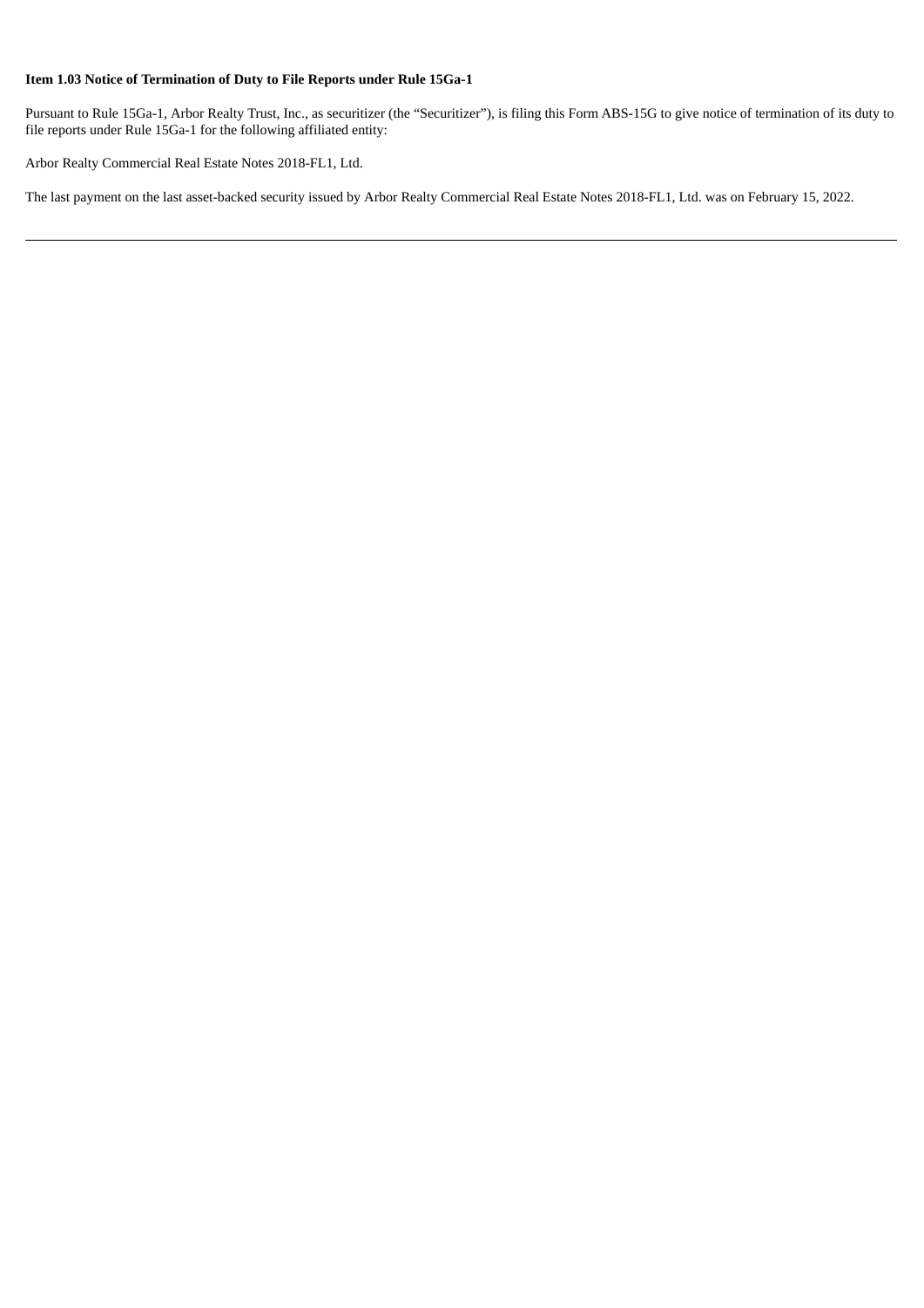**Item 1.03 Notice of Termination of Duty to File Reports under Rule 15Ga-1**

Pursuant to Rule 15Ga-1, Arbor Realty Trust, Inc., as securitizer (the "Securitizer"), is filing this Form ABS-15G to give notice of termination of its duty to file reports under Rule 15Ga-1 for the following affiliated entity:

Arbor Realty Commercial Real Estate Notes 2018-FL1, Ltd.

The last payment on the last asset-backed security issued by Arbor Realty Commercial Real Estate Notes 2018-FL1, Ltd. was on February 15, 2022.

---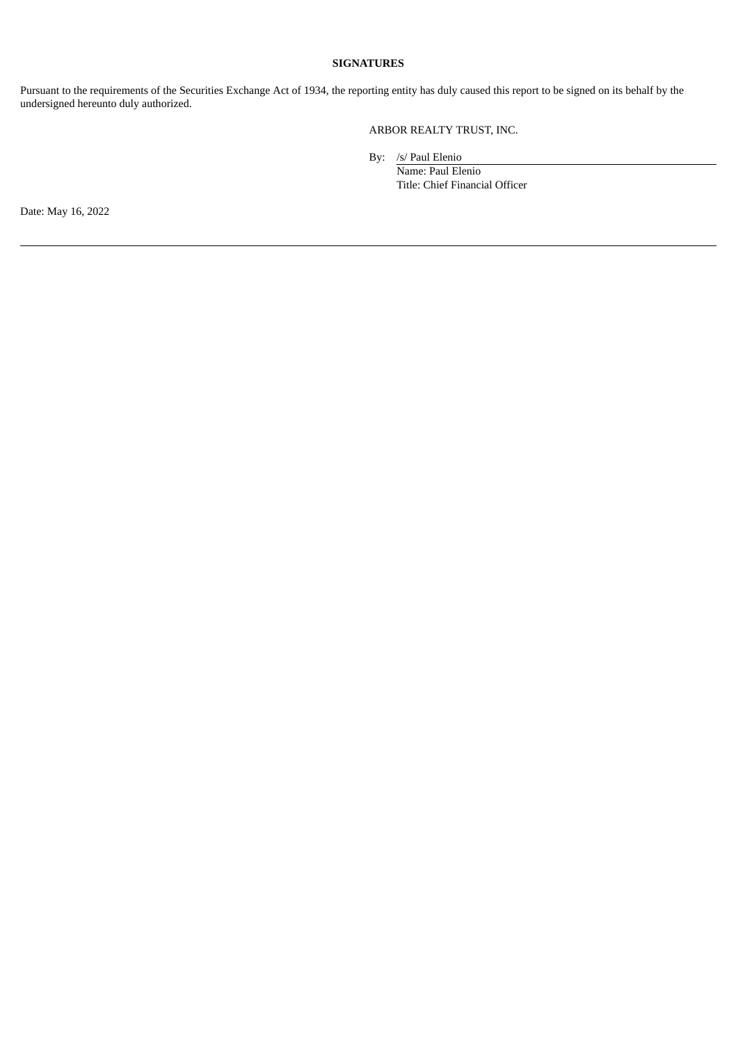**SIGNATURES**

Pursuant to the requirements of the Securities Exchange Act of 1934, the reporting entity has duly caused this report to be signed on its behalf by the undersigned hereunto duly authorized.

ARBOR REALTY TRUST, INC.

By: /s/ Paul Elenio
Name: Paul Elenio
Title: Chief Financial Officer

Date: May 16, 2022